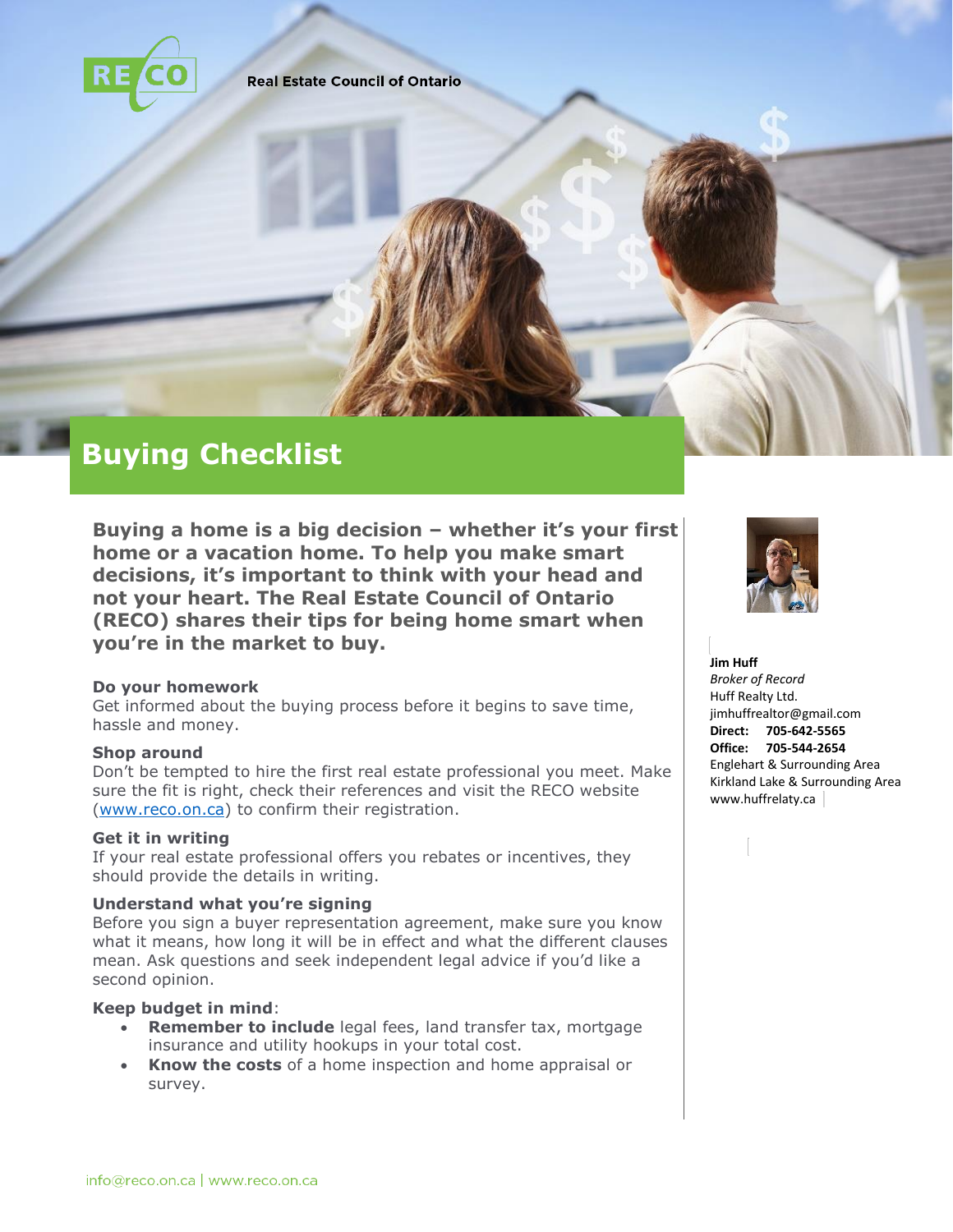Real Estate Council of Ontario

# Buying Checklist

**Buying a home is a big decision – whether it's your first home or a vacation home. To help you make smart decisions, it's important to think with your head and not your heart. The Real Estate Council of Ontario (RECO) shares their tips for being home smart when you're in the market to buy.**

**Jim Huff**
*Broker of Record*
Huff Realty Ltd.
jimhuffrealtor@gmail.com
**Direct: 705-642-5565**
**Office: 705-544-2654**
Englehart & Surrounding Area
Kirkland Lake & Surrounding Area
www.huffrelaty.ca

### Do your homework

Get informed about the buying process before it begins to save time, hassle and money.

### Shop around

Don't be tempted to hire the first real estate professional you meet. Make sure the fit is right, check their references and visit the RECO website (www.reco.on.ca) to confirm their registration.

### Get it in writing

If your real estate professional offers you rebates or incentives, they should provide the details in writing.

### Understand what you're signing

Before you sign a buyer representation agreement, make sure you know what it means, how long it will be in effect and what the different clauses mean. Ask questions and seek independent legal advice if you'd like a second opinion.

### Keep budget in mind:

- **Remember to include** legal fees, land transfer tax, mortgage insurance and utility hookups in your total cost.
- **Know the costs** of a home inspection and home appraisal or survey.

info@reco.on.ca | www.reco.on.ca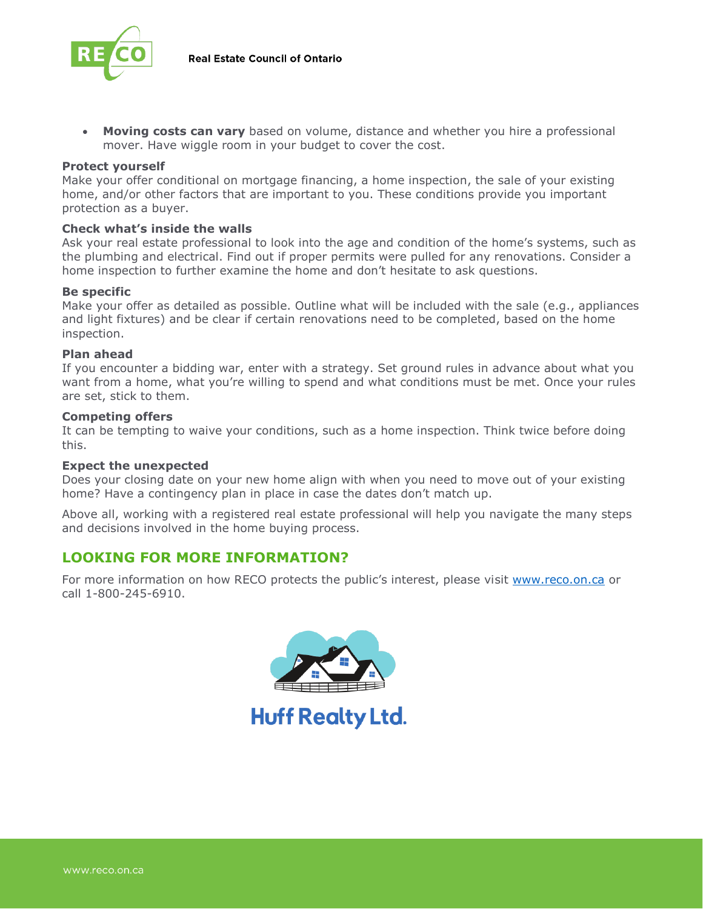- **Moving costs can vary** based on volume, distance and whether you hire a professional mover. Have wiggle room in your budget to cover the cost.

**Protect yourself**
Make your offer conditional on mortgage financing, a home inspection, the sale of your existing home, and/or other factors that are important to you. These conditions provide you important protection as a buyer.

**Check what's inside the walls**
Ask your real estate professional to look into the age and condition of the home's systems, such as the plumbing and electrical. Find out if proper permits were pulled for any renovations. Consider a home inspection to further examine the home and don't hesitate to ask questions.

**Be specific**
Make your offer as detailed as possible. Outline what will be included with the sale (e.g., appliances and light fixtures) and be clear if certain renovations need to be completed, based on the home inspection.

**Plan ahead**
If you encounter a bidding war, enter with a strategy. Set ground rules in advance about what you want from a home, what you're willing to spend and what conditions must be met. Once your rules are set, stick to them.

**Competing offers**
It can be tempting to waive your conditions, such as a home inspection. Think twice before doing this.

**Expect the unexpected**
Does your closing date on your new home align with when you need to move out of your existing home? Have a contingency plan in place in case the dates don't match up.

Above all, working with a registered real estate professional will help you navigate the many steps and decisions involved in the home buying process.

## LOOKING FOR MORE INFORMATION?

For more information on how RECO protects the public's interest, please visit www.reco.on.ca or call 1-800-245-6910.

Huff Realty Ltd.